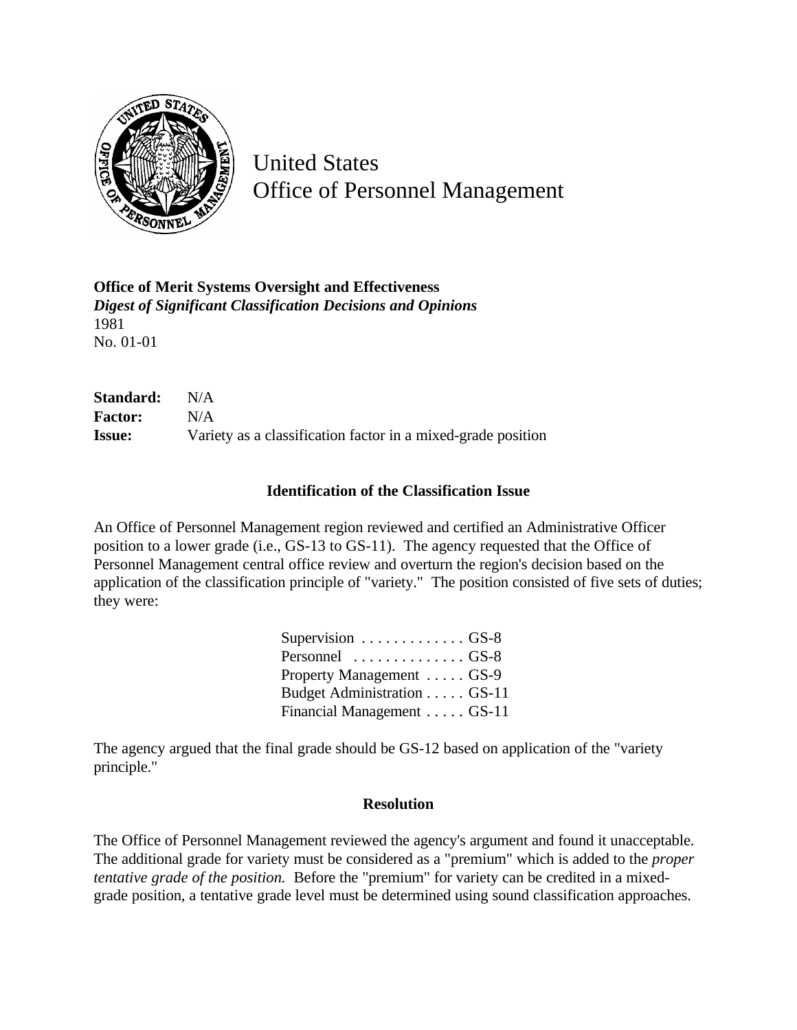# United States Office of Personnel Management

**Office of Merit Systems Oversight and Effectiveness**
***Digest of Significant Classification Decisions and Opinions***
1981
No. 01-01

**Standard:** N/A
**Factor:** N/A
**Issue:** Variety as a classification factor in a mixed-grade position

### Identification of the Classification Issue

An Office of Personnel Management region reviewed and certified an Administrative Officer position to a lower grade (i.e., GS-13 to GS-11). The agency requested that the Office of Personnel Management central office review and overturn the region's decision based on the application of the classification principle of "variety." The position consisted of five sets of duties; they were:

| Duties | Grade |
|---|---|
| Supervision | GS-8 |
| Personnel | GS-8 |
| Property Management | GS-9 |
| Budget Administration | GS-11 |
| Financial Management | GS-11 |

The agency argued that the final grade should be GS-12 based on application of the "variety principle."

### Resolution

The Office of Personnel Management reviewed the agency's argument and found it unacceptable. The additional grade for variety must be considered as a "premium" which is added to the *proper tentative grade of the position.* Before the "premium" for variety can be credited in a mixed-grade position, a tentative grade level must be determined using sound classification approaches.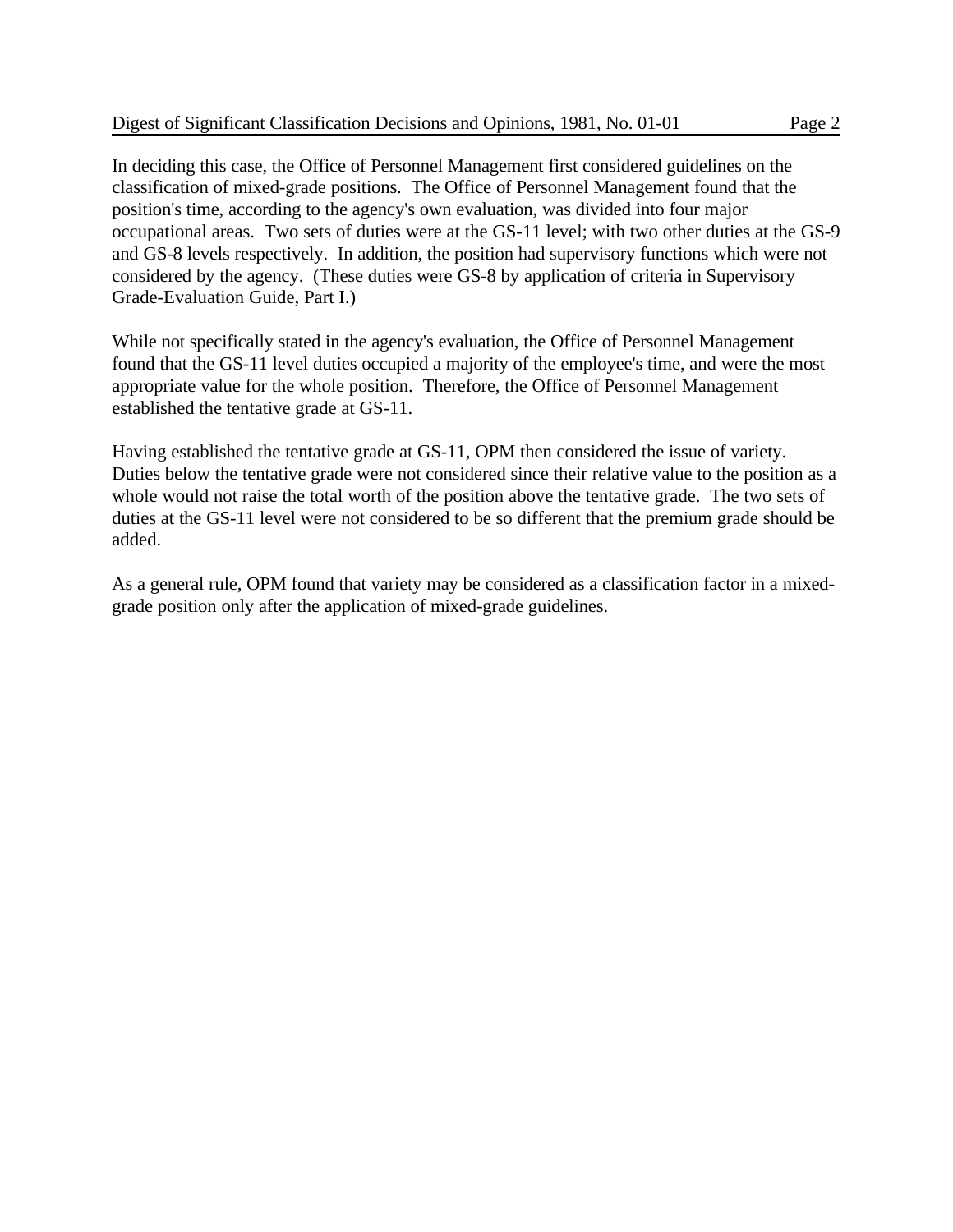In deciding this case, the Office of Personnel Management first considered guidelines on the classification of mixed-grade positions. The Office of Personnel Management found that the position's time, according to the agency's own evaluation, was divided into four major occupational areas. Two sets of duties were at the GS-11 level; with two other duties at the GS-9 and GS-8 levels respectively. In addition, the position had supervisory functions which were not considered by the agency. (These duties were GS-8 by application of criteria in Supervisory Grade-Evaluation Guide, Part I.)

While not specifically stated in the agency's evaluation, the Office of Personnel Management found that the GS-11 level duties occupied a majority of the employee's time, and were the most appropriate value for the whole position. Therefore, the Office of Personnel Management established the tentative grade at GS-11.

Having established the tentative grade at GS-11, OPM then considered the issue of variety. Duties below the tentative grade were not considered since their relative value to the position as a whole would not raise the total worth of the position above the tentative grade. The two sets of duties at the GS-11 level were not considered to be so different that the premium grade should be added.

As a general rule, OPM found that variety may be considered as a classification factor in a mixed-grade position only after the application of mixed-grade guidelines.